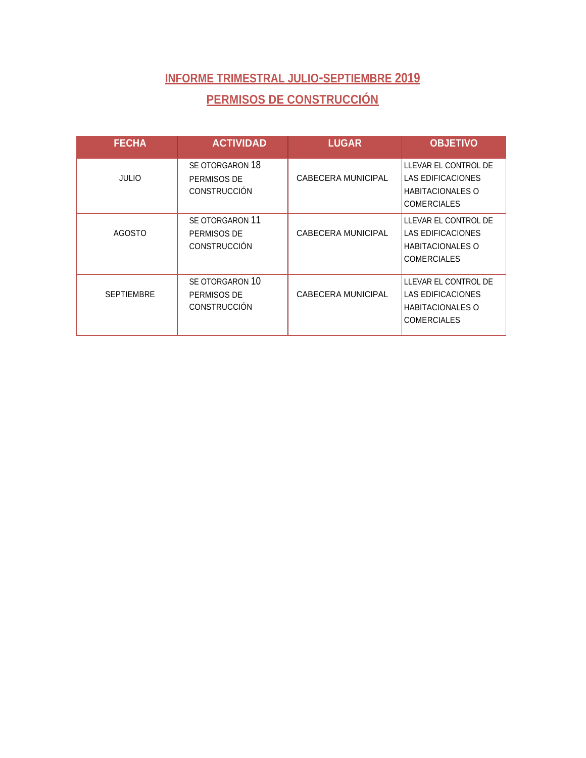## INFORME TRIMESTRAL JULIO-SEPTIEMBRE 2019

## PERMISOS DE CONSTRUCCIÓN

| FECHA | ACTIVIDAD | LUGAR | OBJETIVO |
| --- | --- | --- | --- |
| JULIO | SE OTORGARON 18 PERMISOS DE CONSTRUCCIÓN | CABECERA MUNICIPAL | LLEVAR EL CONTROL DE LAS EDIFICACIONES HABITACIONALES O COMERCIALES |
| AGOSTO | SE OTORGARON 11 PERMISOS DE CONSTRUCCIÓN | CABECERA MUNICIPAL | LLEVAR EL CONTROL DE LAS EDIFICACIONES HABITACIONALES O COMERCIALES |
| SEPTIEMBRE | SE OTORGARON 10 PERMISOS DE CONSTRUCCIÓN | CABECERA MUNICIPAL | LLEVAR EL CONTROL DE LAS EDIFICACIONES HABITACIONALES O COMERCIALES |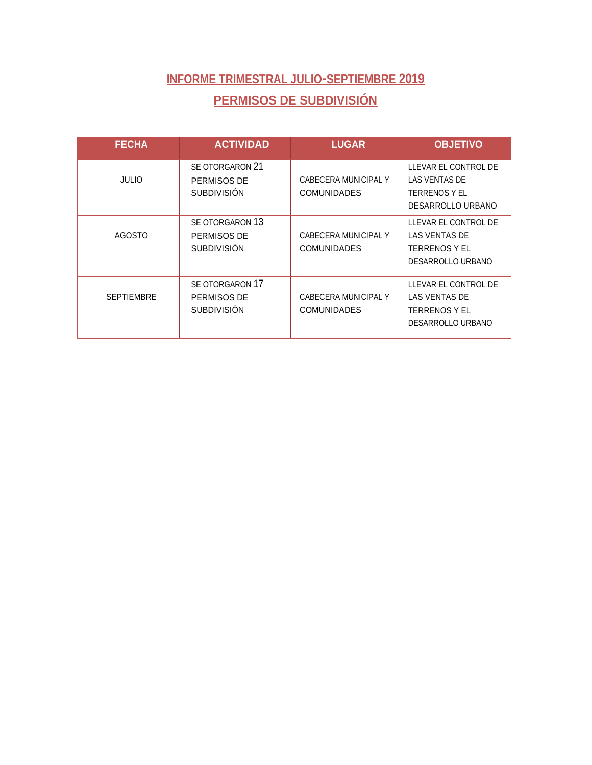## INFORME TRIMESTRAL JULIO-SEPTIEMBRE 2019

## PERMISOS DE SUBDIVISIÓN

| FECHA | ACTIVIDAD | LUGAR | OBJETIVO |
|---|---|---|---|
| JULIO | SE OTORGARON 21 PERMISOS DE SUBDIVISIÓN | CABECERA MUNICIPAL Y COMUNIDADES | LLEVAR EL CONTROL DE LAS VENTAS DE TERRENOS Y EL DESARROLLO URBANO |
| AGOSTO | SE OTORGARON 13 PERMISOS DE SUBDIVISIÓN | CABECERA MUNICIPAL Y COMUNIDADES | LLEVAR EL CONTROL DE LAS VENTAS DE TERRENOS Y EL DESARROLLO URBANO |
| SEPTIEMBRE | SE OTORGARON 17 PERMISOS DE SUBDIVISIÓN | CABECERA MUNICIPAL Y COMUNIDADES | LLEVAR EL CONTROL DE LAS VENTAS DE TERRENOS Y EL DESARROLLO URBANO |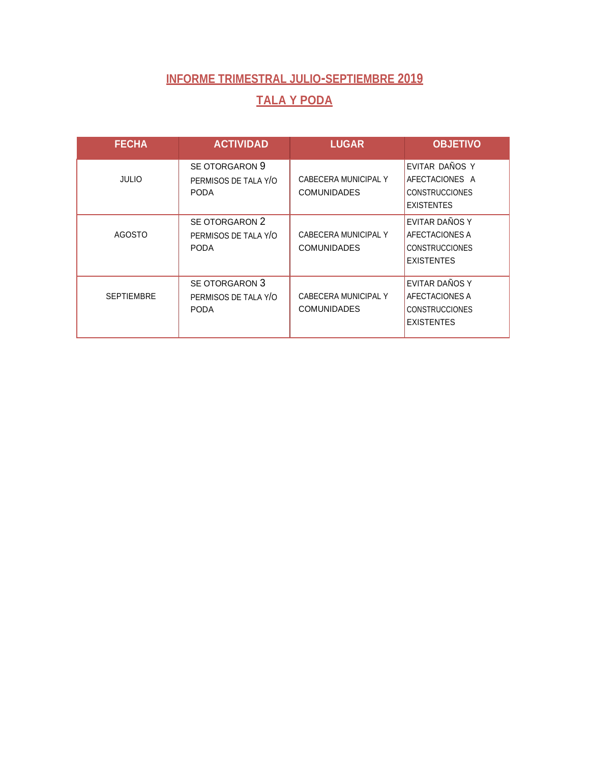# INFORME TRIMESTRAL JULIO-SEPTIEMBRE 2019

## TALA Y PODA

| FECHA | ACTIVIDAD | LUGAR | OBJETIVO |
|---|---|---|---|
| JULIO | SE OTORGARON 9 PERMISOS DE TALA Y/O PODA | CABECERA MUNICIPAL Y COMUNIDADES | EVITAR DAÑOS Y AFECTACIONES A CONSTRUCCIONES EXISTENTES |
| AGOSTO | SE OTORGARON 2 PERMISOS DE TALA Y/O PODA | CABECERA MUNICIPAL Y COMUNIDADES | EVITAR DAÑOS Y AFECTACIONES A CONSTRUCCIONES EXISTENTES |
| SEPTIEMBRE | SE OTORGARON 3 PERMISOS DE TALA Y/O PODA | CABECERA MUNICIPAL Y COMUNIDADES | EVITAR DAÑOS Y AFECTACIONES A CONSTRUCCIONES EXISTENTES |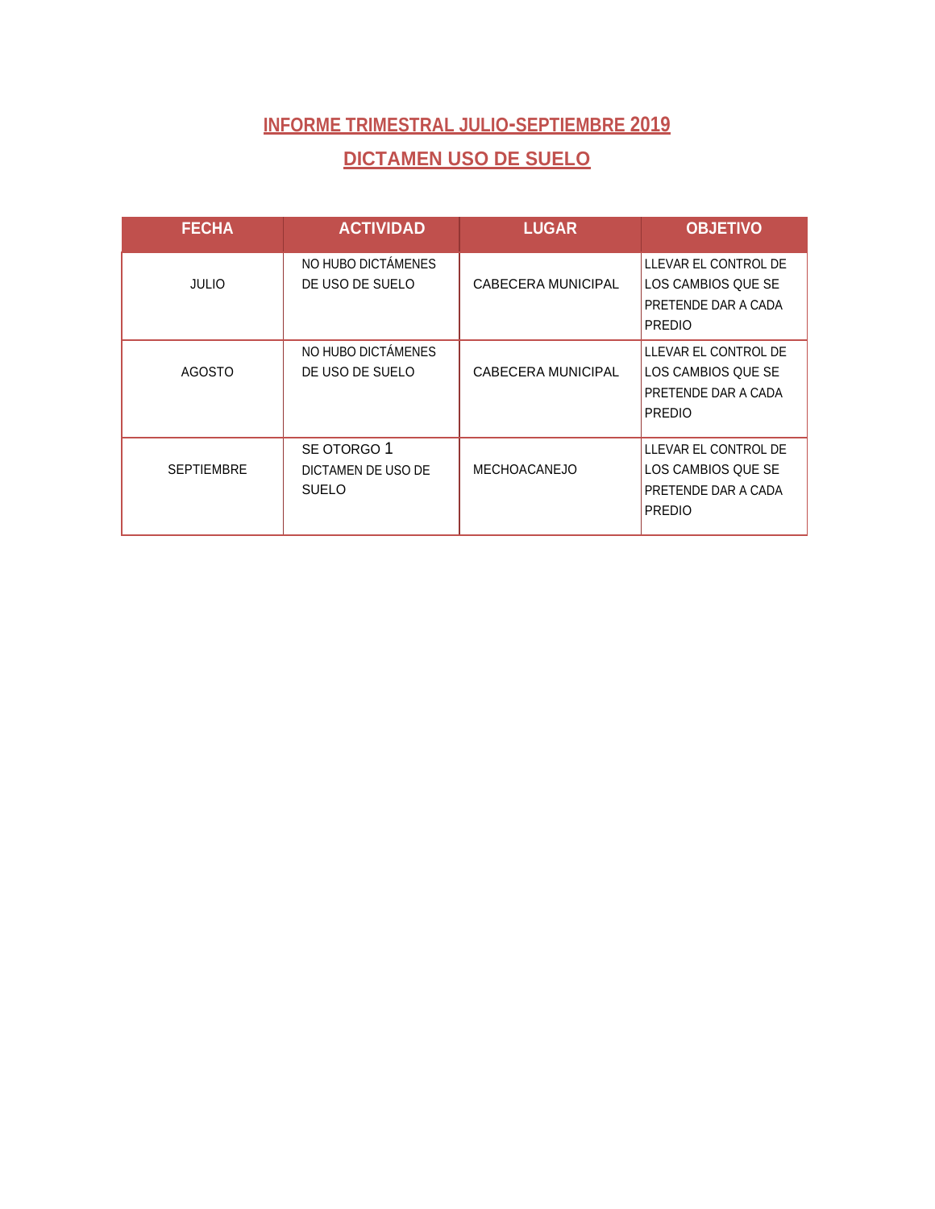# INFORME TRIMESTRAL JULIO-SEPTIEMBRE 2019

## DICTAMEN USO DE SUELO

| FECHA | ACTIVIDAD | LUGAR | OBJETIVO |
| --- | --- | --- | --- |
| JULIO | NO HUBO DICTÁMENES DE USO DE SUELO | CABECERA MUNICIPAL | LLEVAR EL CONTROL DE LOS CAMBIOS QUE SE PRETENDE DAR A CADA PREDIO |
| AGOSTO | NO HUBO DICTÁMENES DE USO DE SUELO | CABECERA MUNICIPAL | LLEVAR EL CONTROL DE LOS CAMBIOS QUE SE PRETENDE DAR A CADA PREDIO |
| SEPTIEMBRE | SE OTORGO 1 DICTAMEN DE USO DE SUELO | MECHOACANEJO | LLEVAR EL CONTROL DE LOS CAMBIOS QUE SE PRETENDE DAR A CADA PREDIO |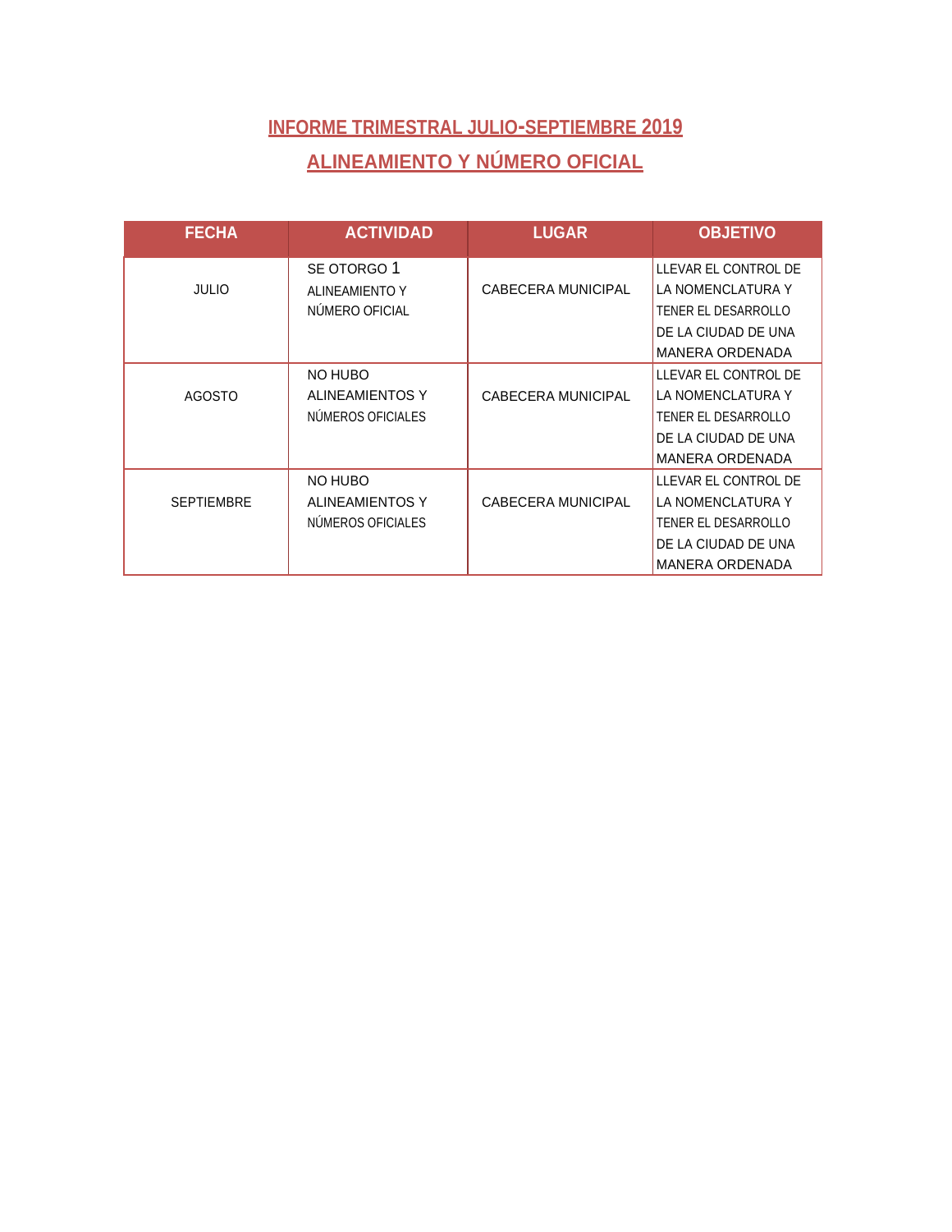## INFORME TRIMESTRAL JULIO-SEPTIEMBRE 2019

## ALINEAMIENTO Y NÚMERO OFICIAL

| FECHA | ACTIVIDAD | LUGAR | OBJETIVO |
|---|---|---|---|
| JULIO | SE OTORGO 1 ALINEAMIENTO Y NÚMERO OFICIAL | CABECERA MUNICIPAL | LLEVAR EL CONTROL DE LA NOMENCLATURA Y TENER EL DESARROLLO DE LA CIUDAD DE UNA MANERA ORDENADA |
| AGOSTO | NO HUBO ALINEAMIENTOS Y NÚMEROS OFICIALES | CABECERA MUNICIPAL | LLEVAR EL CONTROL DE LA NOMENCLATURA Y TENER EL DESARROLLO DE LA CIUDAD DE UNA MANERA ORDENADA |
| SEPTIEMBRE | NO HUBO ALINEAMIENTOS Y NÚMEROS OFICIALES | CABECERA MUNICIPAL | LLEVAR EL CONTROL DE LA NOMENCLATURA Y TENER EL DESARROLLO DE LA CIUDAD DE UNA MANERA ORDENADA |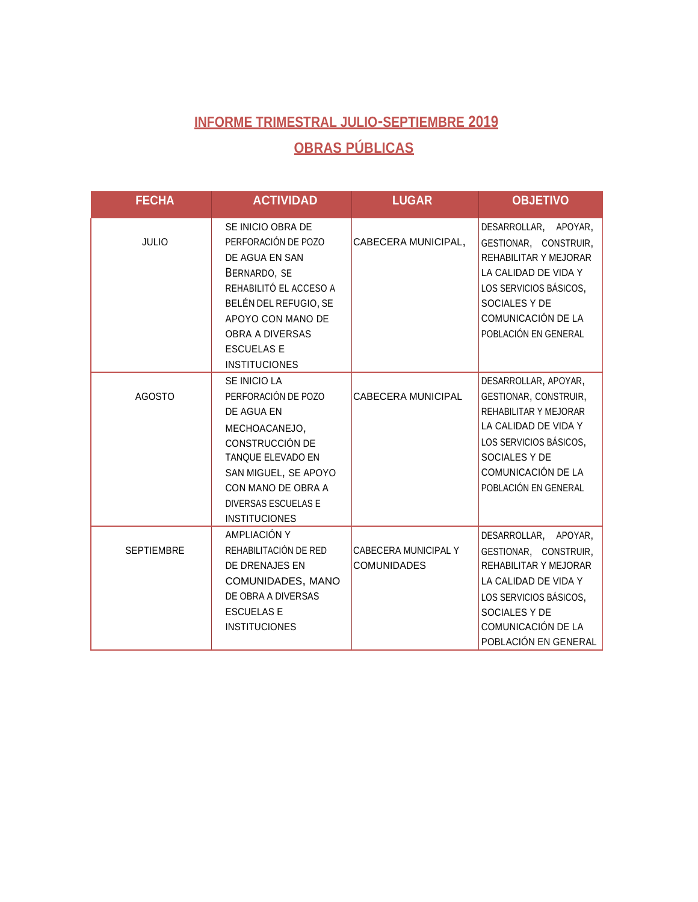# INFORME TRIMESTRAL JULIO-SEPTIEMBRE 2019

## OBRAS PÚBLICAS

| FECHA | ACTIVIDAD | LUGAR | OBJETIVO |
|---|---|---|---|
| JULIO | SE INICIO OBRA DE PERFORACIÓN DE POZO DE AGUA EN SAN BERNARDO, SE REHABILITÓ EL ACCESO A BELÉN DEL REFUGIO, SE APOYO CON MANO DE OBRA A DIVERSAS ESCUELAS E INSTITUCIONES | CABECERA MUNICIPAL, | DESARROLLAR, APOYAR, GESTIONAR, CONSTRUIR, REHABILITAR Y MEJORAR LA CALIDAD DE VIDA Y LOS SERVICIOS BÁSICOS, SOCIALES Y DE COMUNICACIÓN DE LA POBLACIÓN EN GENERAL |
| AGOSTO | SE INICIO LA PERFORACIÓN DE POZO DE AGUA EN MECHOACANEJO, CONSTRUCCIÓN DE TANQUE ELEVADO EN SAN MIGUEL, SE APOYO CON MANO DE OBRA A DIVERSAS ESCUELAS E INSTITUCIONES | CABECERA MUNICIPAL | DESARROLLAR, APOYAR, GESTIONAR, CONSTRUIR, REHABILITAR Y MEJORAR LA CALIDAD DE VIDA Y LOS SERVICIOS BÁSICOS, SOCIALES Y DE COMUNICACIÓN DE LA POBLACIÓN EN GENERAL |
| SEPTIEMBRE | AMPLIACIÓN Y REHABILITACIÓN DE RED DE DRENAJES EN COMUNIDADES, MANO DE OBRA A DIVERSAS ESCUELAS E INSTITUCIONES | CABECERA MUNICIPAL Y COMUNIDADES | DESARROLLAR, APOYAR, GESTIONAR, CONSTRUIR, REHABILITAR Y MEJORAR LA CALIDAD DE VIDA Y LOS SERVICIOS BÁSICOS, SOCIALES Y DE COMUNICACIÓN DE LA POBLACIÓN EN GENERAL |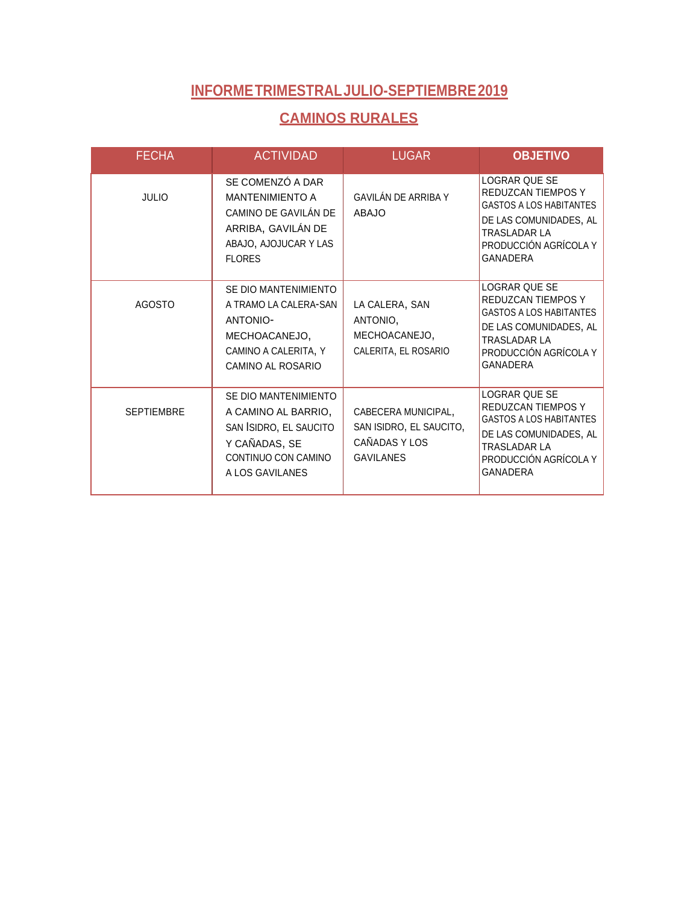## INFORMETRIMESTRALJULIO-SEPTIEMBRE2019

## CAMINOS RURALES

| FECHA | ACTIVIDAD | LUGAR | **OBJETIVO** |
|---|---|---|---|
| JULIO | SE COMENZÓ A DAR MANTENIMIENTO A CAMINO DE GAVILÁN DE ARRIBA, GAVILÁN DE ABAJO, AJOJUCAR Y LAS FLORES | GAVILÁN DE ARRIBA Y ABAJO | LOGRAR QUE SE REDUZCAN TIEMPOS Y GASTOS A LOS HABITANTES DE LAS COMUNIDADES, AL TRASLADAR LA PRODUCCIÓN AGRÍCOLA Y GANADERA |
| AGOSTO | SE DIO MANTENIMIENTO A TRAMO LA CALERA-SAN ANTONIO-MECHOACANEJO, CAMINO A CALERITA, Y CAMINO AL ROSARIO | LA CALERA, SAN ANTONIO, MECHOACANEJO, CALERITA, EL ROSARIO | LOGRAR QUE SE REDUZCAN TIEMPOS Y GASTOS A LOS HABITANTES DE LAS COMUNIDADES, AL TRASLADAR LA PRODUCCIÓN AGRÍCOLA Y GANADERA |
| SEPTIEMBRE | SE DIO MANTENIMIENTO A CAMINO AL BARRIO, SAN ISIDRO, EL SAUCITO Y CAÑADAS, SE CONTINUO CON CAMINO A LOS GAVILANES | CABECERA MUNICIPAL, SAN ISIDRO, EL SAUCITO, CAÑADAS Y LOS GAVILANES | LOGRAR QUE SE REDUZCAN TIEMPOS Y GASTOS A LOS HABITANTES DE LAS COMUNIDADES, AL TRASLADAR LA PRODUCCIÓN AGRÍCOLA Y GANADERA |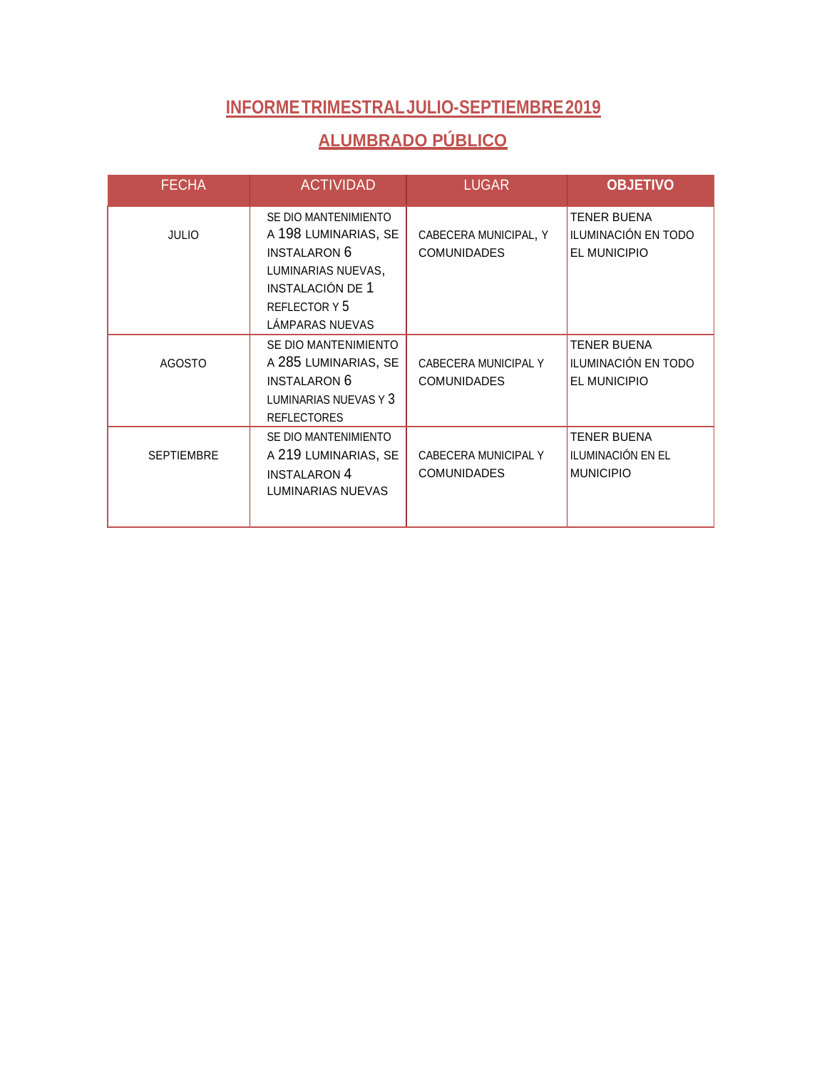## INFORME TRIMESTRAL JULIO-SEPTIEMBRE 2019

## ALUMBRADO PÚBLICO

| FECHA | ACTIVIDAD | LUGAR | OBJETIVO |
|---|---|---|---|
| JULIO | SE DIO MANTENIMIENTO A 198 LUMINARIAS, SE INSTALARON 6 LUMINARIAS NUEVAS, INSTALACIÓN DE 1 REFLECTOR Y 5 LÁMPARAS NUEVAS | CABECERA MUNICIPAL, Y COMUNIDADES | TENER BUENA ILUMINACIÓN EN TODO EL MUNICIPIO |
| AGOSTO | SE DIO MANTENIMIENTO A 285 LUMINARIAS, SE INSTALARON 6 LUMINARIAS NUEVAS Y 3 REFLECTORES | CABECERA MUNICIPAL Y COMUNIDADES | TENER BUENA ILUMINACIÓN EN TODO EL MUNICIPIO |
| SEPTIEMBRE | SE DIO MANTENIMIENTO A 219 LUMINARIAS, SE INSTALARON 4 LUMINARIAS NUEVAS | CABECERA MUNICIPAL Y COMUNIDADES | TENER BUENA ILUMINACIÓN EN EL MUNICIPIO |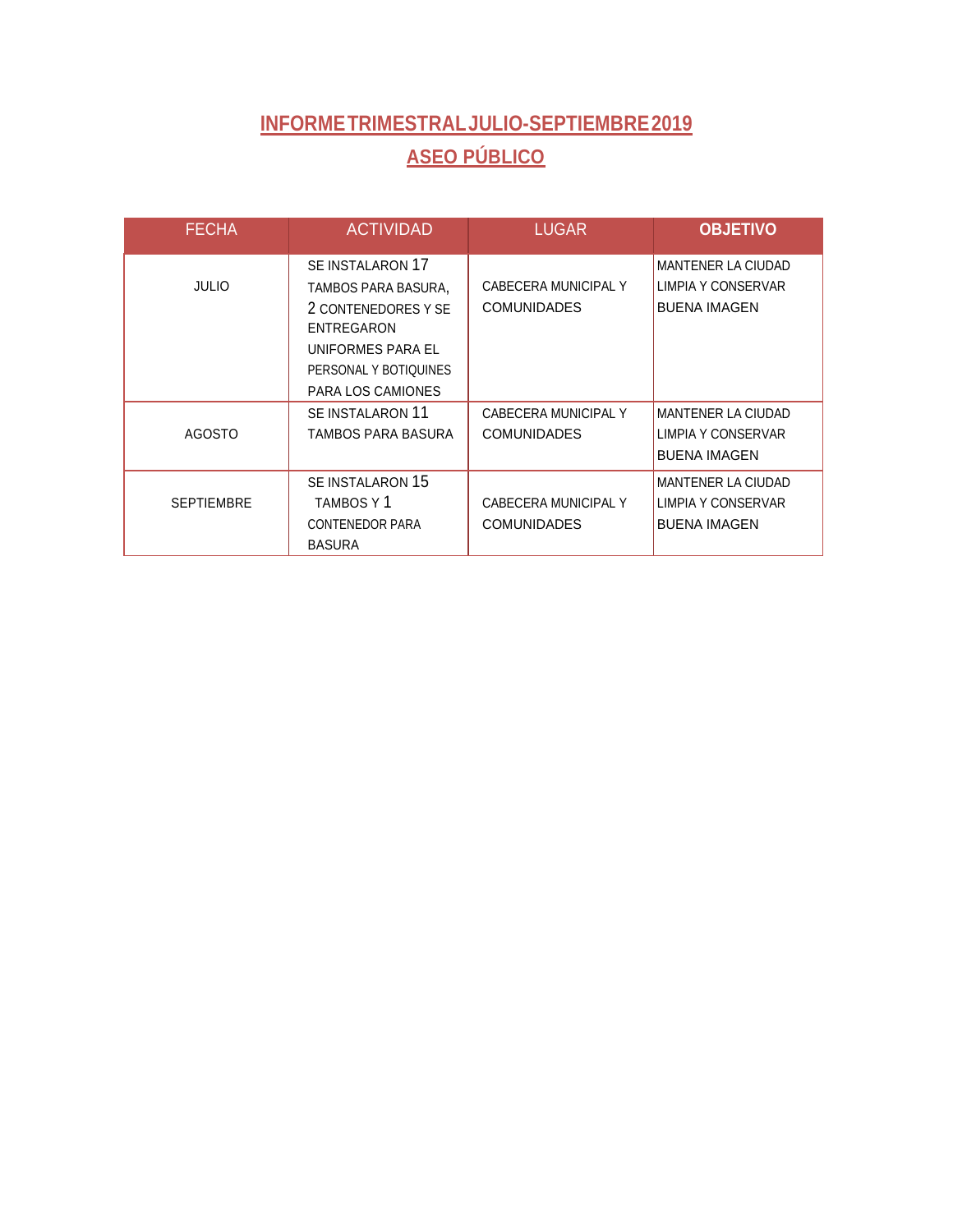# INFORME TRIMESTRAL JULIO-SEPTIEMBRE 2019

## ASEO PÚBLICO

| FECHA | ACTIVIDAD | LUGAR | OBJETIVO |
|---|---|---|---|
| JULIO | SE INSTALARON 17 TAMBOS PARA BASURA, 2 CONTENEDORES Y SE ENTREGARON UNIFORMES PARA EL PERSONAL Y BOTIQUINES PARA LOS CAMIONES | CABECERA MUNICIPAL Y COMUNIDADES | MANTENER LA CIUDAD LIMPIA Y CONSERVAR BUENA IMAGEN |
| AGOSTO | SE INSTALARON 11 TAMBOS PARA BASURA | CABECERA MUNICIPAL Y COMUNIDADES | MANTENER LA CIUDAD LIMPIA Y CONSERVAR BUENA IMAGEN |
| SEPTIEMBRE | SE INSTALARON 15 TAMBOS Y 1 CONTENEDOR PARA BASURA | CABECERA MUNICIPAL Y COMUNIDADES | MANTENER LA CIUDAD LIMPIA Y CONSERVAR BUENA IMAGEN |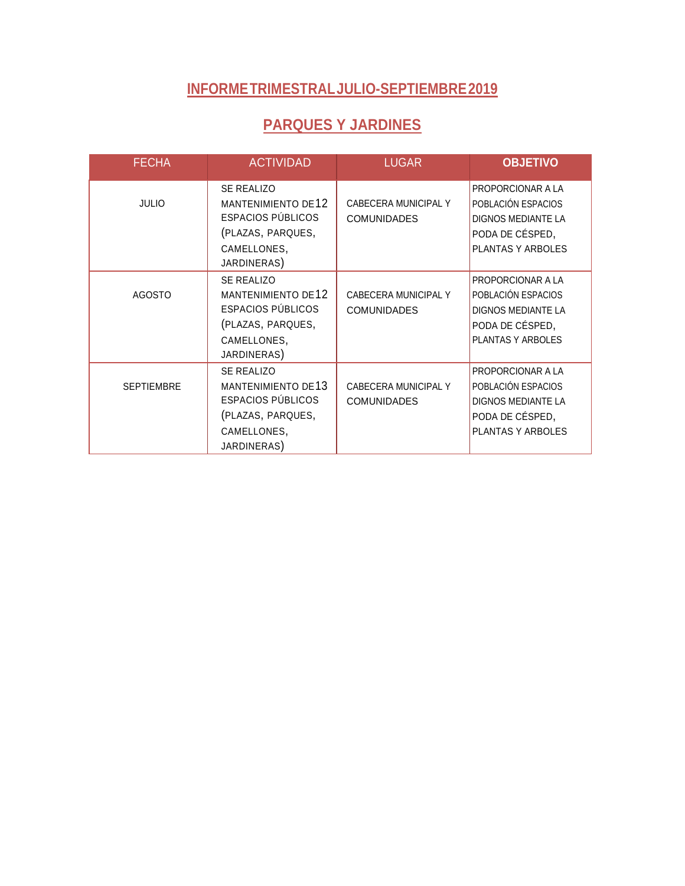## INFORMETRIMESTRALJULIO-SEPTIEMBRE2019

## PARQUES Y JARDINES

| FECHA | ACTIVIDAD | LUGAR | OBJETIVO |
|---|---|---|---|
| JULIO | SE REALIZO MANTENIMIENTO DE12 ESPACIOS PÚBLICOS (PLAZAS, PARQUES, CAMELLONES, JARDINERAS) | CABECERA MUNICIPAL Y COMUNIDADES | PROPORCIONAR A LA POBLACIÓN ESPACIOS DIGNOS MEDIANTE LA PODA DE CÉSPED, PLANTAS Y ARBOLES |
| AGOSTO | SE REALIZO MANTENIMIENTO DE12 ESPACIOS PÚBLICOS (PLAZAS, PARQUES, CAMELLONES, JARDINERAS) | CABECERA MUNICIPAL Y COMUNIDADES | PROPORCIONAR A LA POBLACIÓN ESPACIOS DIGNOS MEDIANTE LA PODA DE CÉSPED, PLANTAS Y ARBOLES |
| SEPTIEMBRE | SE REALIZO MANTENIMIENTO DE13 ESPACIOS PÚBLICOS (PLAZAS, PARQUES, CAMELLONES, JARDINERAS) | CABECERA MUNICIPAL Y COMUNIDADES | PROPORCIONAR A LA POBLACIÓN ESPACIOS DIGNOS MEDIANTE LA PODA DE CÉSPED, PLANTAS Y ARBOLES |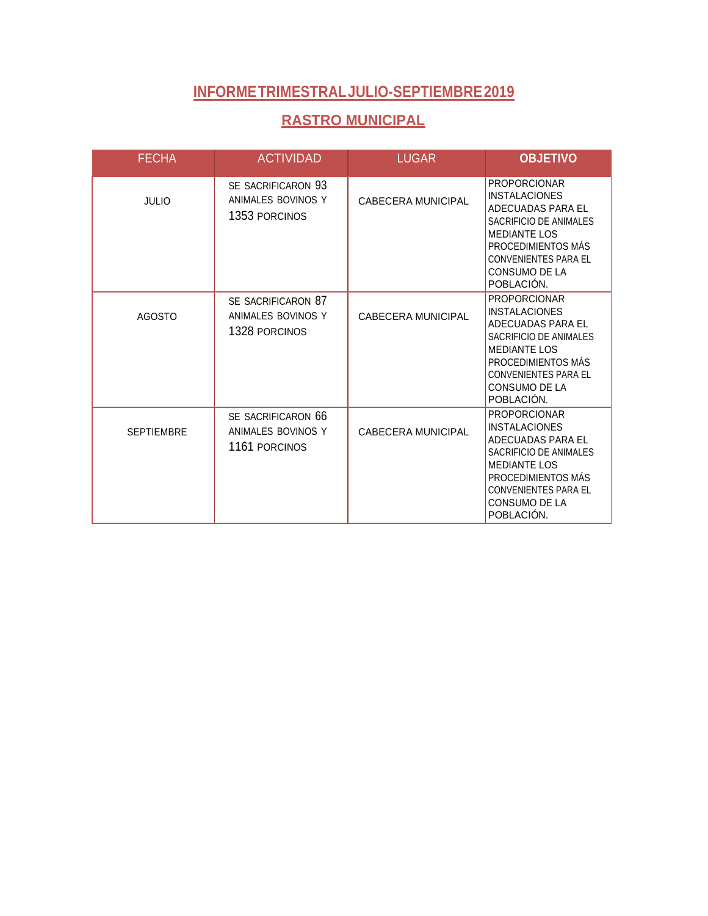## INFORME TRIMESTRAL JULIO-SEPTIEMBRE 2019

## RASTRO MUNICIPAL

| FECHA | ACTIVIDAD | LUGAR | OBJETIVO |
|---|---|---|---|
| JULIO | SE SACRIFICARON 93 ANIMALES BOVINOS Y 1353 PORCINOS | CABECERA MUNICIPAL | PROPORCIONAR INSTALACIONES ADECUADAS PARA EL SACRIFICIO DE ANIMALES MEDIANTE LOS PROCEDIMIENTOS MÁS CONVENIENTES PARA EL CONSUMO DE LA POBLACIÓN. |
| AGOSTO | SE SACRIFICARON 87 ANIMALES BOVINOS Y 1328 PORCINOS | CABECERA MUNICIPAL | PROPORCIONAR INSTALACIONES ADECUADAS PARA EL SACRIFICIO DE ANIMALES MEDIANTE LOS PROCEDIMIENTOS MÁS CONVENIENTES PARA EL CONSUMO DE LA POBLACIÓN. |
| SEPTIEMBRE | SE SACRIFICARON 66 ANIMALES BOVINOS Y 1161 PORCINOS | CABECERA MUNICIPAL | PROPORCIONAR INSTALACIONES ADECUADAS PARA EL SACRIFICIO DE ANIMALES MEDIANTE LOS PROCEDIMIENTOS MÁS CONVENIENTES PARA EL CONSUMO DE LA POBLACIÓN. |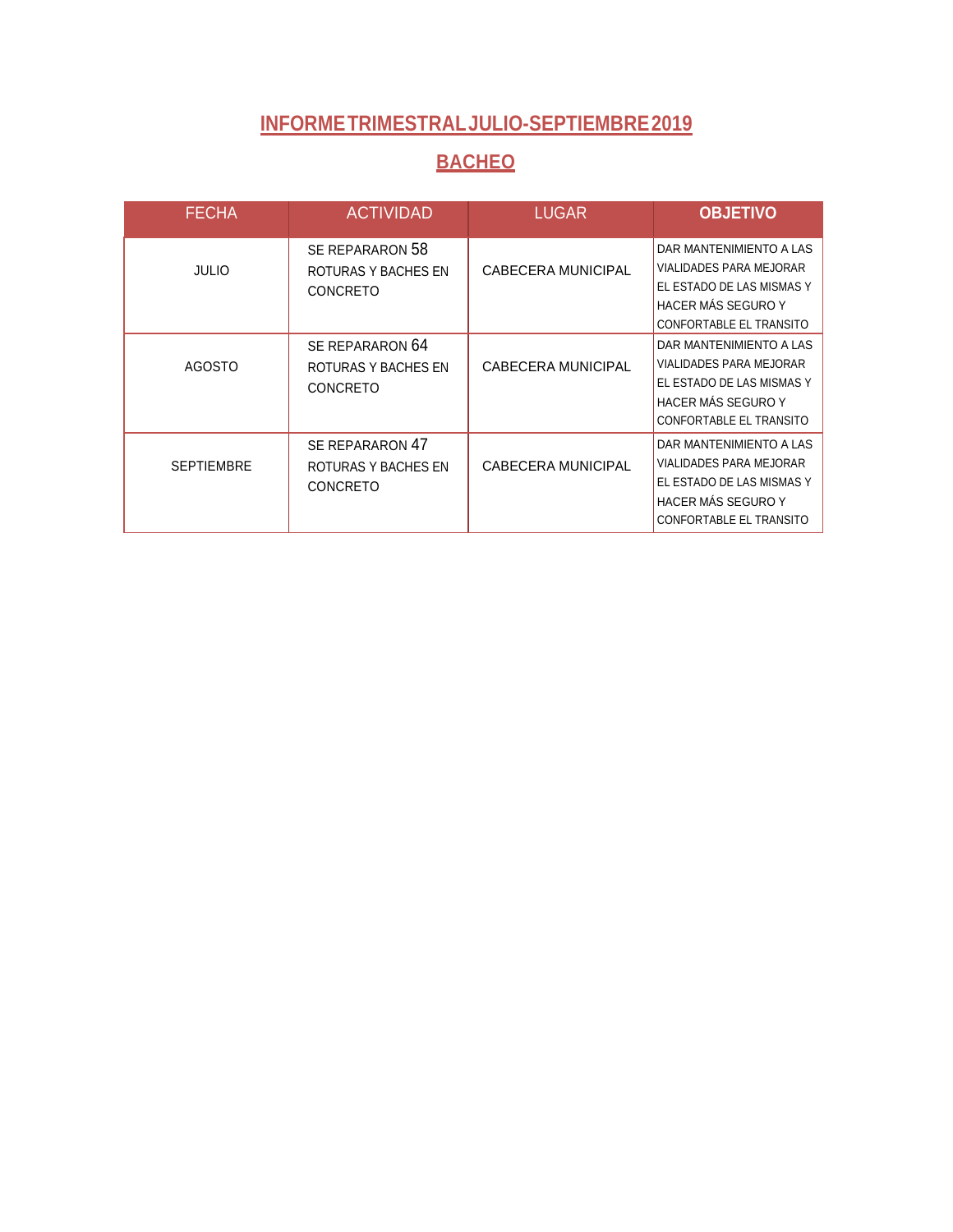## INFORME TRIMESTRAL JULIO-SEPTIEMBRE 2019

## BACHEO

| FECHA | ACTIVIDAD | LUGAR | OBJETIVO |
| --- | --- | --- | --- |
| JULIO | SE REPARARON 58 ROTURAS Y BACHES EN CONCRETO | CABECERA MUNICIPAL | DAR MANTENIMIENTO A LAS VIALIDADES PARA MEJORAR EL ESTADO DE LAS MISMAS Y HACER MÁS SEGURO Y CONFORTABLE EL TRANSITO |
| AGOSTO | SE REPARARON 64 ROTURAS Y BACHES EN CONCRETO | CABECERA MUNICIPAL | DAR MANTENIMIENTO A LAS VIALIDADES PARA MEJORAR EL ESTADO DE LAS MISMAS Y HACER MÁS SEGURO Y CONFORTABLE EL TRANSITO |
| SEPTIEMBRE | SE REPARARON 47 ROTURAS Y BACHES EN CONCRETO | CABECERA MUNICIPAL | DAR MANTENIMIENTO A LAS VIALIDADES PARA MEJORAR EL ESTADO DE LAS MISMAS Y HACER MÁS SEGURO Y CONFORTABLE EL TRANSITO |